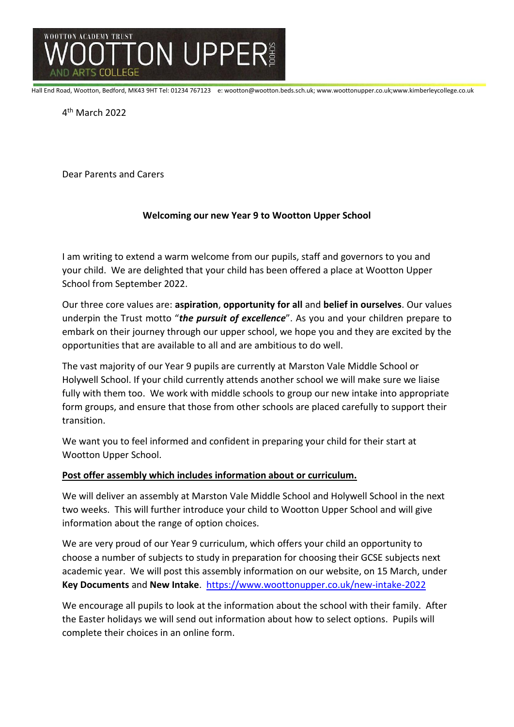# WOOTTON ACADEMY TRUST
# WOOTTON UPPER SCHOOL
AND ARTS COLLEGE

Hall End Road, Wootton, Bedford, MK43 9HT Tel: 01234 767123 e: wootton@wootton.beds.sch.uk; www.woottonupper.co.uk;www.kimberleycollege.co.uk

4th March 2022

Dear Parents and Carers

**Welcoming our new Year 9 to Wootton Upper School**

I am writing to extend a warm welcome from our pupils, staff and governors to you and your child. We are delighted that your child has been offered a place at Wootton Upper School from September 2022.

Our three core values are: **aspiration**, **opportunity for all** and **belief in ourselves**. Our values underpin the Trust motto "***the pursuit of excellence***". As you and your children prepare to embark on their journey through our upper school, we hope you and they are excited by the opportunities that are available to all and are ambitious to do well.

The vast majority of our Year 9 pupils are currently at Marston Vale Middle School or Holywell School. If your child currently attends another school we will make sure we liaise fully with them too. We work with middle schools to group our new intake into appropriate form groups, and ensure that those from other schools are placed carefully to support their transition.

We want you to feel informed and confident in preparing your child for their start at Wootton Upper School.

**<u>Post offer assembly which includes information about or curriculum.</u>**

We will deliver an assembly at Marston Vale Middle School and Holywell School in the next two weeks. This will further introduce your child to Wootton Upper School and will give information about the range of option choices.

We are very proud of our Year 9 curriculum, which offers your child an opportunity to choose a number of subjects to study in preparation for choosing their GCSE subjects next academic year. We will post this assembly information on our website, on 15 March, under **Key Documents** and **New Intake**. https://www.woottonupper.co.uk/new-intake-2022

We encourage all pupils to look at the information about the school with their family. After the Easter holidays we will send out information about how to select options. Pupils will complete their choices in an online form.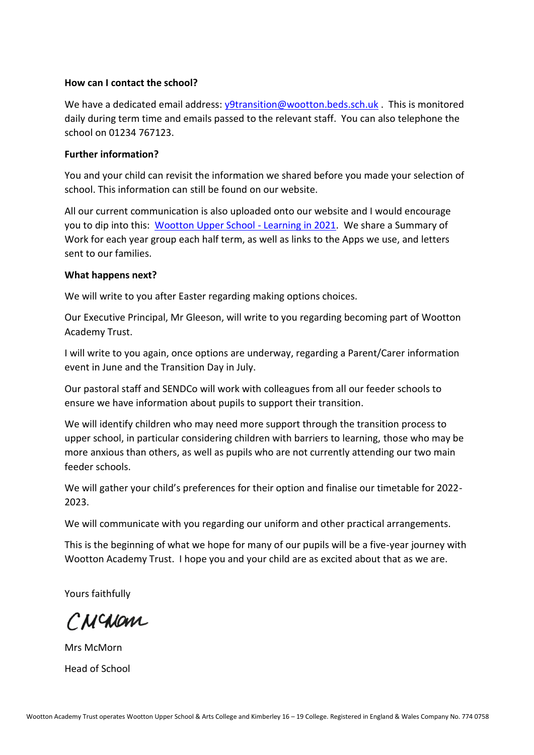**How can I contact the school?**

We have a dedicated email address: [y9transition@wootton.beds.sch.uk](mailto:y9transition@wootton.beds.sch.uk) . This is monitored daily during term time and emails passed to the relevant staff. You can also telephone the school on 01234 767123.

**Further information?**

You and your child can revisit the information we shared before you made your selection of school. This information can still be found on our website.

All our current communication is also uploaded onto our website and I would encourage you to dip into this: [Wootton Upper School - Learning in 2021](#). We share a Summary of Work for each year group each half term, as well as links to the Apps we use, and letters sent to our families.

**What happens next?**

We will write to you after Easter regarding making options choices.

Our Executive Principal, Mr Gleeson, will write to you regarding becoming part of Wootton Academy Trust.

I will write to you again, once options are underway, regarding a Parent/Carer information event in June and the Transition Day in July.

Our pastoral staff and SENDCo will work with colleagues from all our feeder schools to ensure we have information about pupils to support their transition.

We will identify children who may need more support through the transition process to upper school, in particular considering children with barriers to learning, those who may be more anxious than others, as well as pupils who are not currently attending our two main feeder schools.

We will gather your child's preferences for their option and finalise our timetable for 2022-2023.

We will communicate with you regarding our uniform and other practical arrangements.

This is the beginning of what we hope for many of our pupils will be a five-year journey with Wootton Academy Trust. I hope you and your child are as excited about that as we are.

Yours faithfully

CMcMorn

Mrs McMorn

Head of School

Wootton Academy Trust operates Wootton Upper School & Arts College and Kimberley 16 – 19 College. Registered in England & Wales Company No. 774 0758